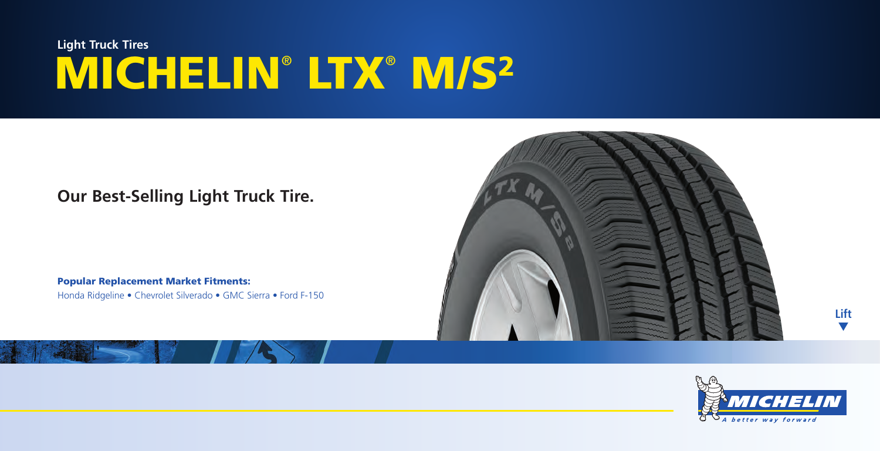Light Truck Tires

# MICHELIN® LTX® M/S2

## Our Best-Selling Light Truck Tire.

**Popular Replacement Market Fitments:**

Honda Ridgeline • Chevrolet Silverado • GMC Sierra • Ford F-150

Lift

MICHELIN

*A better way forward*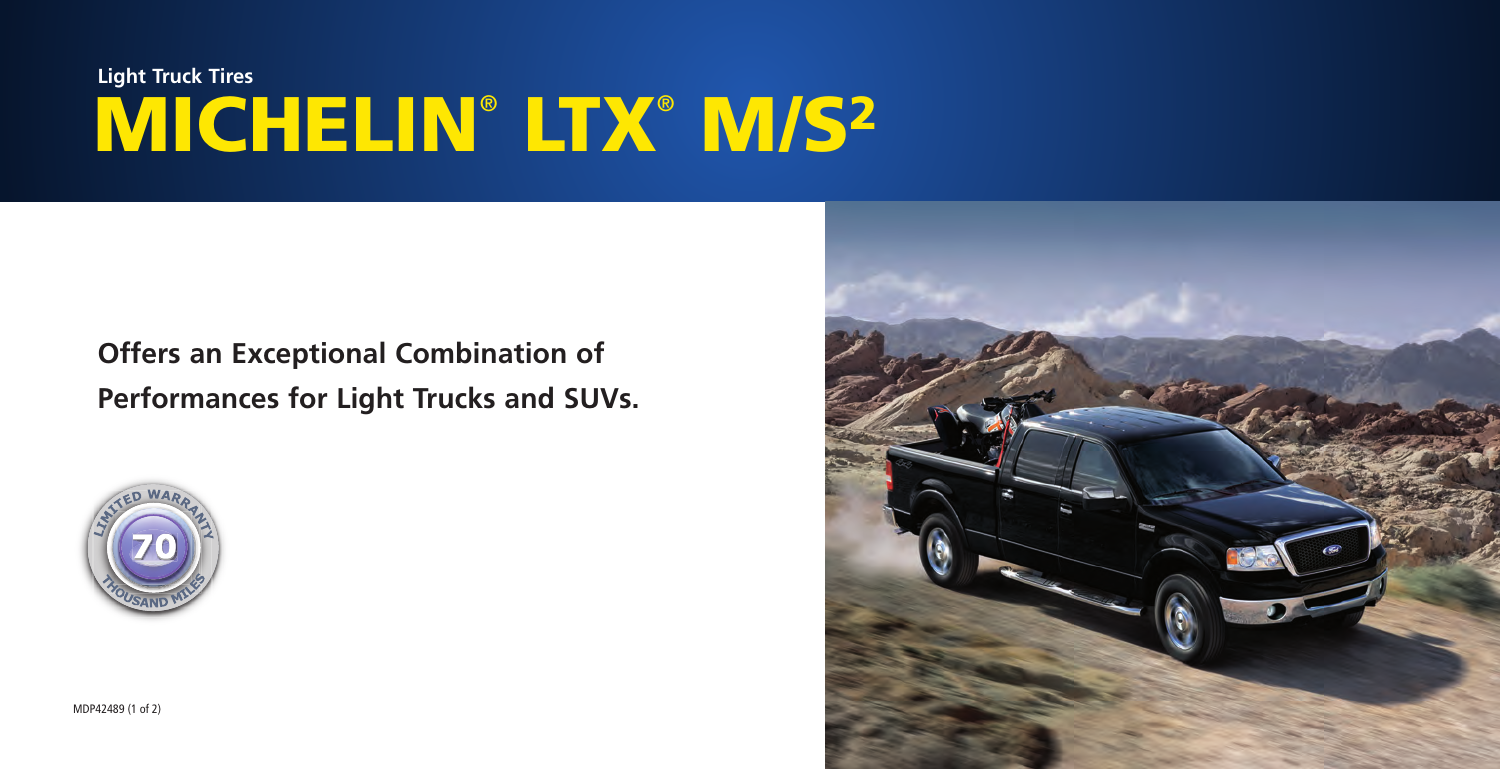Light Truck Tires

# MICHELIN® LTX® M/S2

## Offers an Exceptional Combination of Performances for Light Trucks and SUVs.

LIMITED WARRANTY 70 THOUSAND MILES

MDP42489 (1 of 2)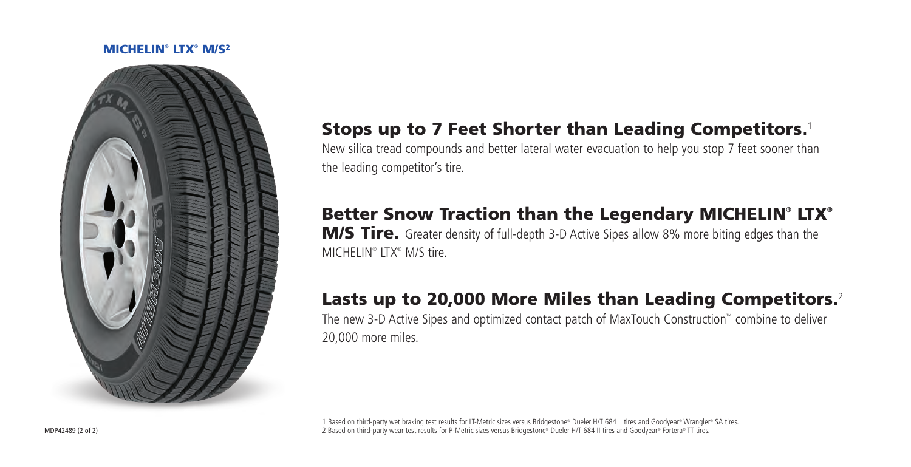## MICHELIN® LTX® M/S2

### Stops up to 7 Feet Shorter than Leading Competitors.[1]

New silica tread compounds and better lateral water evacuation to help you stop 7 feet sooner than the leading competitor's tire.

### Better Snow Traction than the Legendary MICHELIN® LTX® M/S Tire.

Greater density of full-depth 3-D Active Sipes allow 8% more biting edges than the MICHELIN® LTX® M/S tire.

### Lasts up to 20,000 More Miles than Leading Competitors.[2]

The new 3-D Active Sipes and optimized contact patch of MaxTouch Construction™ combine to deliver 20,000 more miles.

1 Based on third-party wet braking test results for LT-Metric sizes versus Bridgestone® Dueler H/T 684 II tires and Goodyear® Wrangler® SA tires.
2 Based on third-party wear test results for P-Metric sizes versus Bridgestone® Dueler H/T 684 II tires and Goodyear® Fortera® TT tires.

MDP42489 (2 of 2)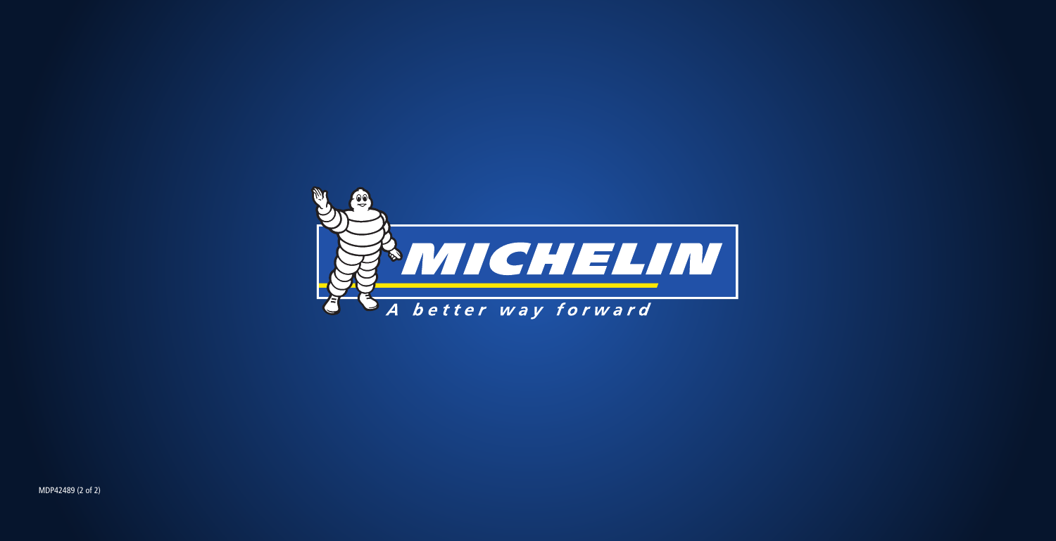MICHELIN

*A better way forward*

MDP42489 (2 of 2)